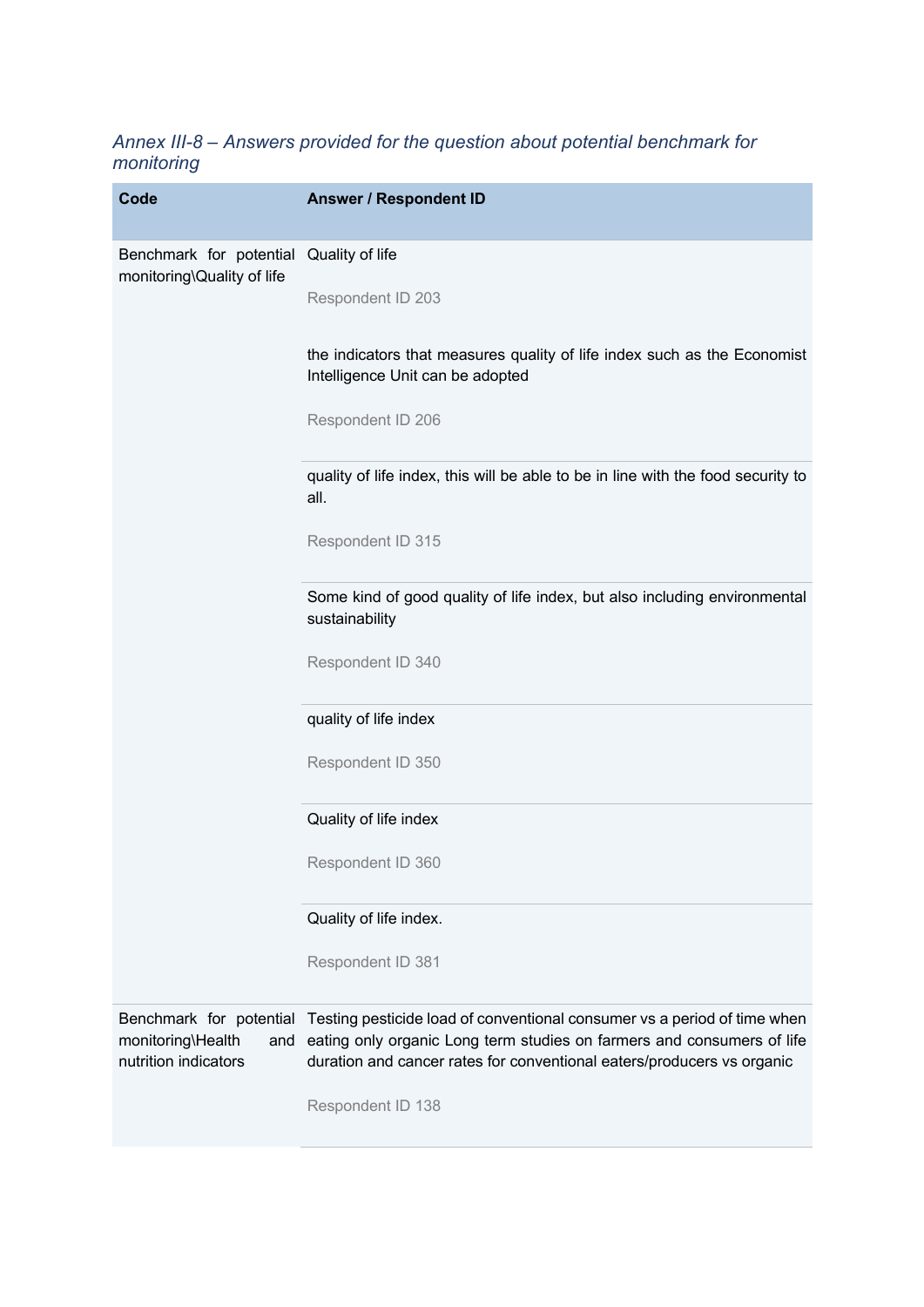*Annex III-8 – Answers provided for the question about potential benchmark for monitoring*

| Code | Answer / Respondent ID |
| --- | --- |
| Benchmark for potential monitoring\Quality of life | Quality of life<br><br>Respondent ID 203<br><br>the indicators that measures quality of life index such as the Economist Intelligence Unit can be adopted<br><br>Respondent ID 206 |
| | quality of life index, this will be able to be in line with the food security to all.<br><br>Respondent ID 315 |
| | Some kind of good quality of life index, but also including environmental sustainability<br><br>Respondent ID 340 |
| | quality of life index<br><br>Respondent ID 350 |
| | Quality of life index<br><br>Respondent ID 360 |
| | Quality of life index.<br><br>Respondent ID 381 |
| Benchmark for potential monitoring\Health and nutrition indicators | Testing pesticide load of conventional consumer vs a period of time when eating only organic Long term studies on farmers and consumers of life duration and cancer rates for conventional eaters/producers vs organic<br><br>Respondent ID 138 |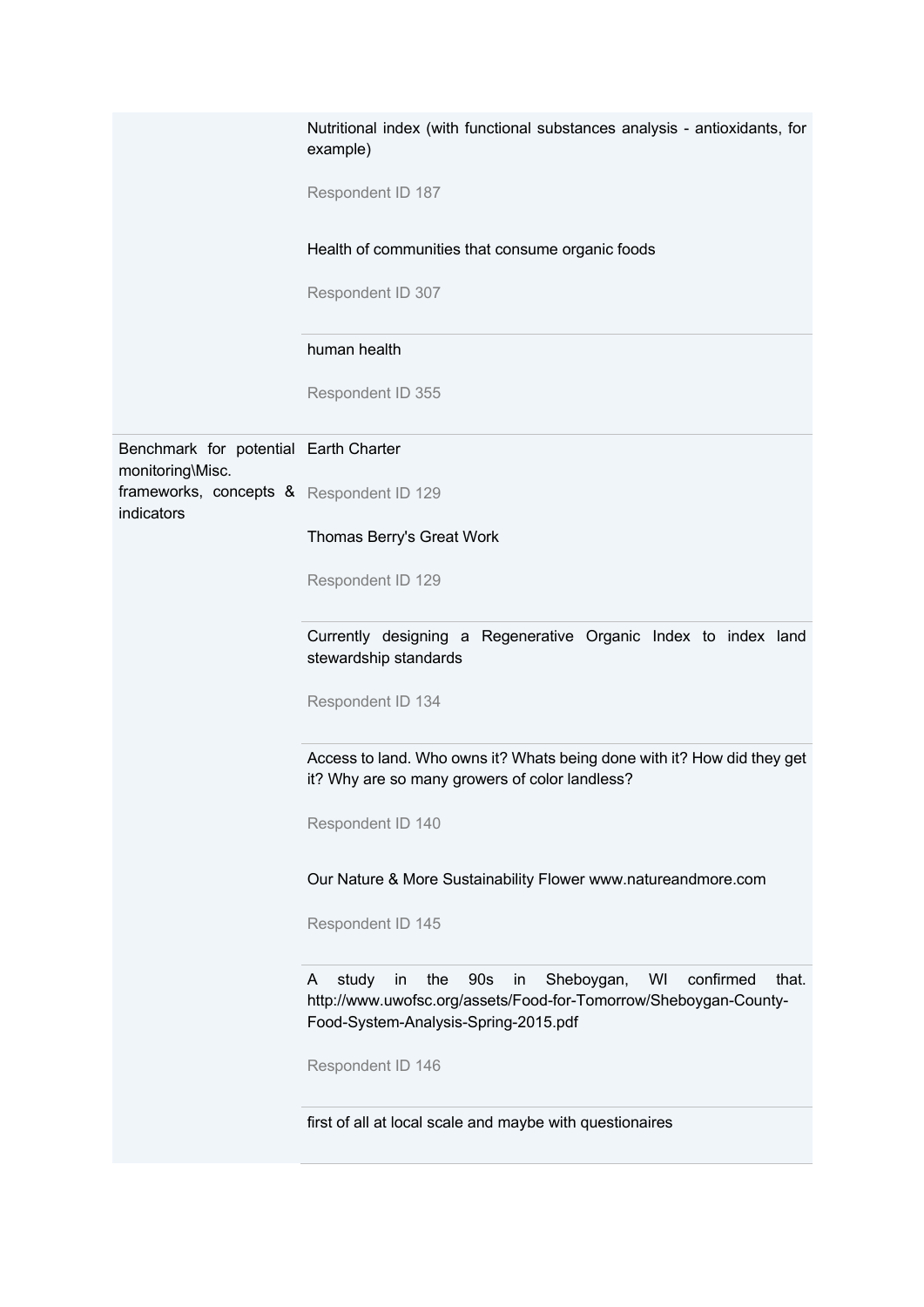| | |
|---|---|
| | Nutritional index (with functional substances analysis - antioxidants, for example)<br><br>Respondent ID 187<br><br>Health of communities that consume organic foods<br><br>Respondent ID 307 |
| | human health<br><br>Respondent ID 355 |
| Benchmark for potential monitoring\Misc. frameworks, concepts & indicators | Earth Charter<br><br>Respondent ID 129<br><br>Thomas Berry's Great Work<br><br>Respondent ID 129 |
| | Currently designing a Regenerative Organic Index to index land stewardship standards<br><br>Respondent ID 134 |
| | Access to land. Who owns it? Whats being done with it? How did they get it? Why are so many growers of color landless?<br><br>Respondent ID 140<br><br>Our Nature & More Sustainability Flower www.natureandmore.com<br><br>Respondent ID 145 |
| | A study in the 90s in Sheboygan, WI confirmed that. http://www.uwofsc.org/assets/Food-for-Tomorrow/Sheboygan-County-Food-System-Analysis-Spring-2015.pdf<br><br>Respondent ID 146 |
| | first of all at local scale and maybe with questionaires |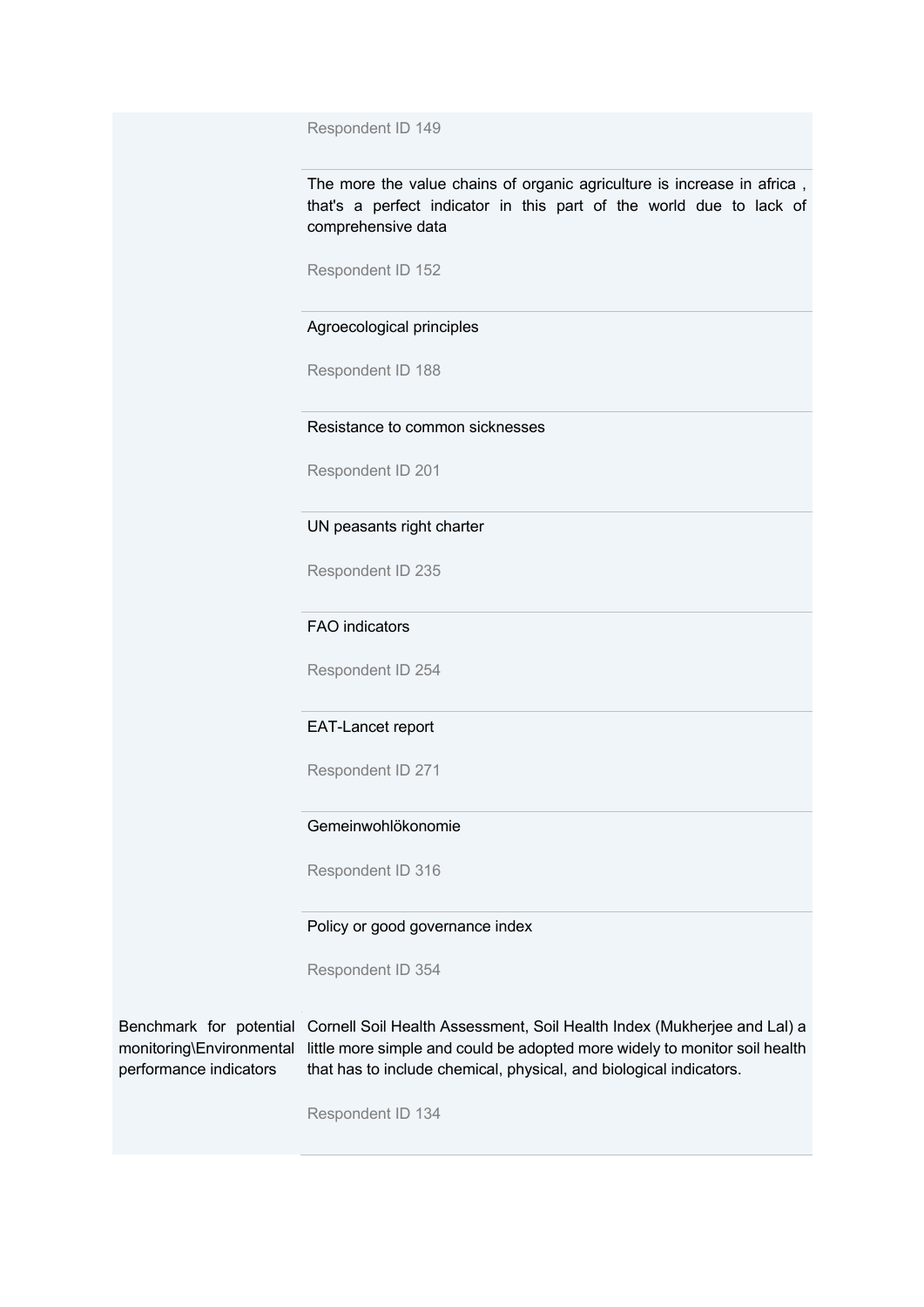| | |
|---|---|
| | Respondent ID 149 |
| | The more the value chains of organic agriculture is increase in africa , that's a perfect indicator in this part of the world due to lack of comprehensive data<br><br>Respondent ID 152 |
| | Agroecological principles<br><br>Respondent ID 188 |
| | Resistance to common sicknesses<br><br>Respondent ID 201 |
| | UN peasants right charter<br><br>Respondent ID 235 |
| | FAO indicators<br><br>Respondent ID 254 |
| | EAT-Lancet report<br><br>Respondent ID 271 |
| | Gemeinwohlökonomie<br><br>Respondent ID 316 |
| | Policy or good governance index<br><br>Respondent ID 354 |
| Benchmark for potential monitoring\Environmental performance indicators | Cornell Soil Health Assessment, Soil Health Index (Mukherjee and Lal) a little more simple and could be adopted more widely to monitor soil health that has to include chemical, physical, and biological indicators.<br><br>Respondent ID 134 |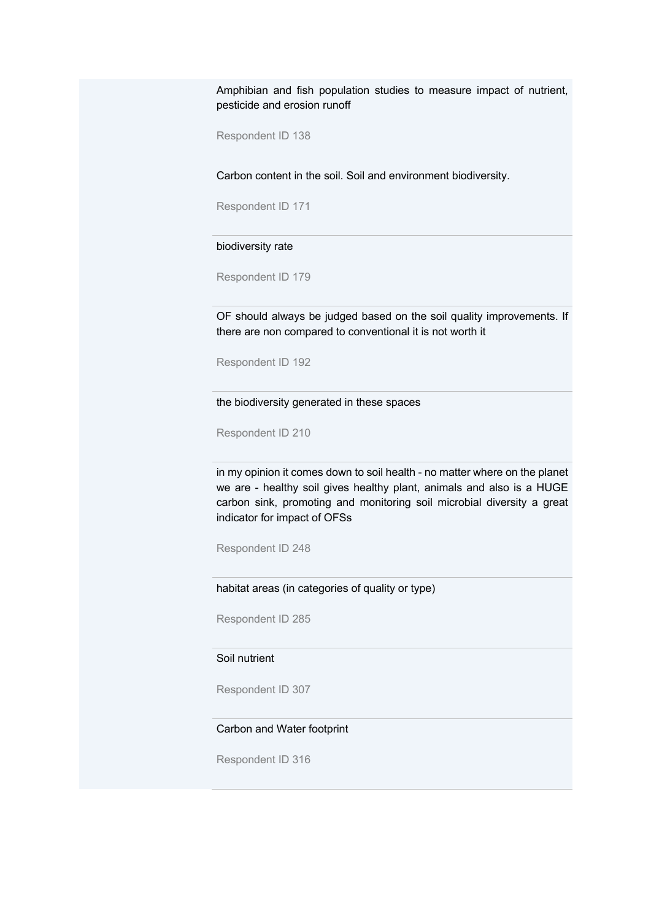Amphibian and fish population studies to measure impact of nutrient, pesticide and erosion runoff

Respondent ID 138

Carbon content in the soil. Soil and environment biodiversity.

Respondent ID 171

---

biodiversity rate

Respondent ID 179

---

OF should always be judged based on the soil quality improvements. If there are non compared to conventional it is not worth it

Respondent ID 192

---

the biodiversity generated in these spaces

Respondent ID 210

---

in my opinion it comes down to soil health - no matter where on the planet we are - healthy soil gives healthy plant, animals and also is a HUGE carbon sink, promoting and monitoring soil microbial diversity a great indicator for impact of OFSs

Respondent ID 248

---

habitat areas (in categories of quality or type)

Respondent ID 285

---

Soil nutrient

Respondent ID 307

---

Carbon and Water footprint

Respondent ID 316

---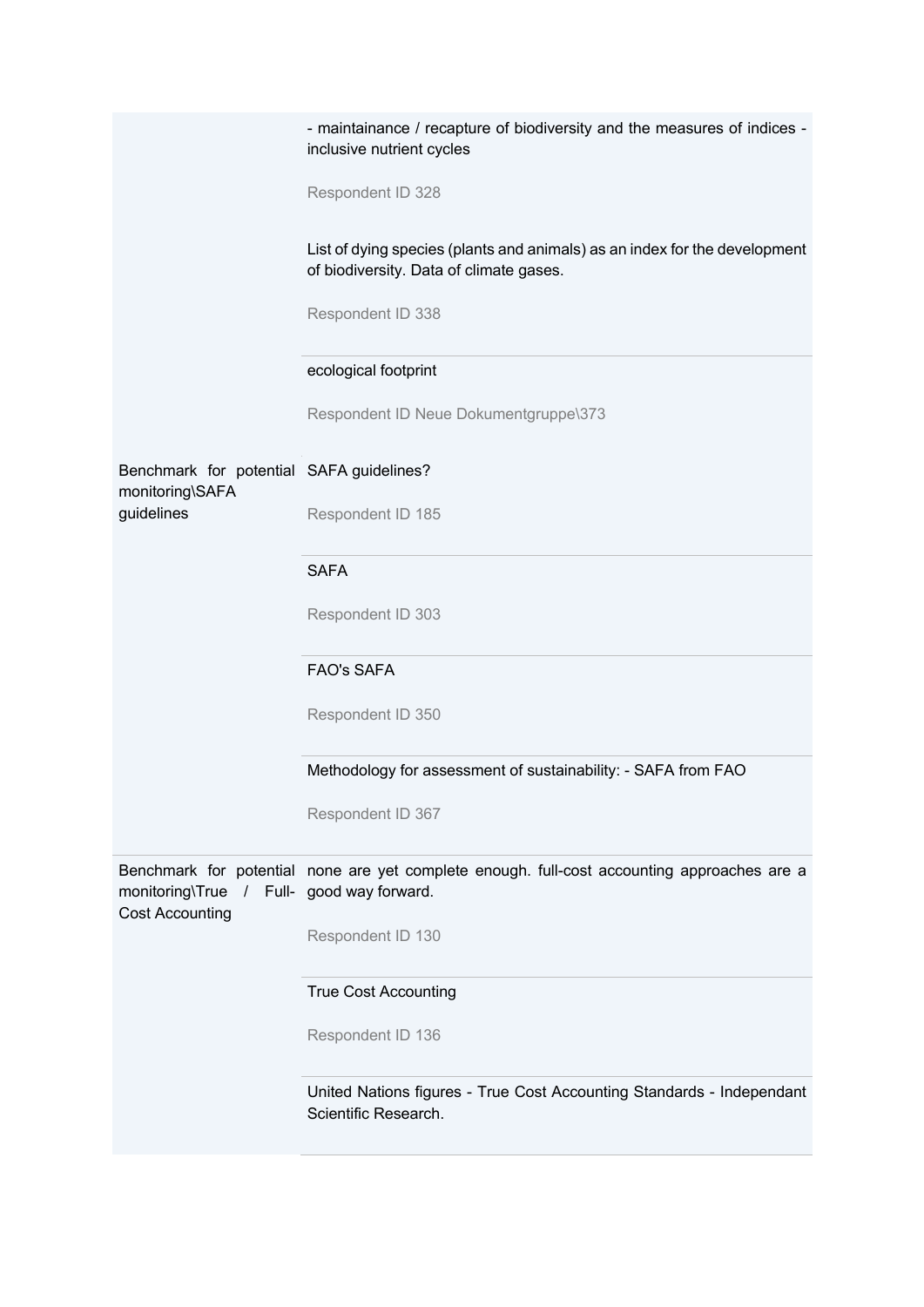| | |
|---|---|
| | - maintainance / recapture of biodiversity and the measures of indices - inclusive nutrient cycles<br><br>Respondent ID 328 |
| | List of dying species (plants and animals) as an index for the development of biodiversity. Data of climate gases.<br><br>Respondent ID 338 |
| | ecological footprint<br><br>Respondent ID Neue Dokumentgruppe\373 |
| Benchmark for potential monitoring\SAFA guidelines | SAFA guidelines?<br><br>Respondent ID 185 |
| | SAFA<br><br>Respondent ID 303 |
| | FAO's SAFA<br><br>Respondent ID 350 |
| | Methodology for assessment of sustainability: - SAFA from FAO<br><br>Respondent ID 367 |
| Benchmark for potential monitoring\True / Full-Cost Accounting | none are yet complete enough. full-cost accounting approaches are a good way forward.<br><br>Respondent ID 130 |
| | True Cost Accounting<br><br>Respondent ID 136 |
| | United Nations figures - True Cost Accounting Standards - Independant Scientific Research. |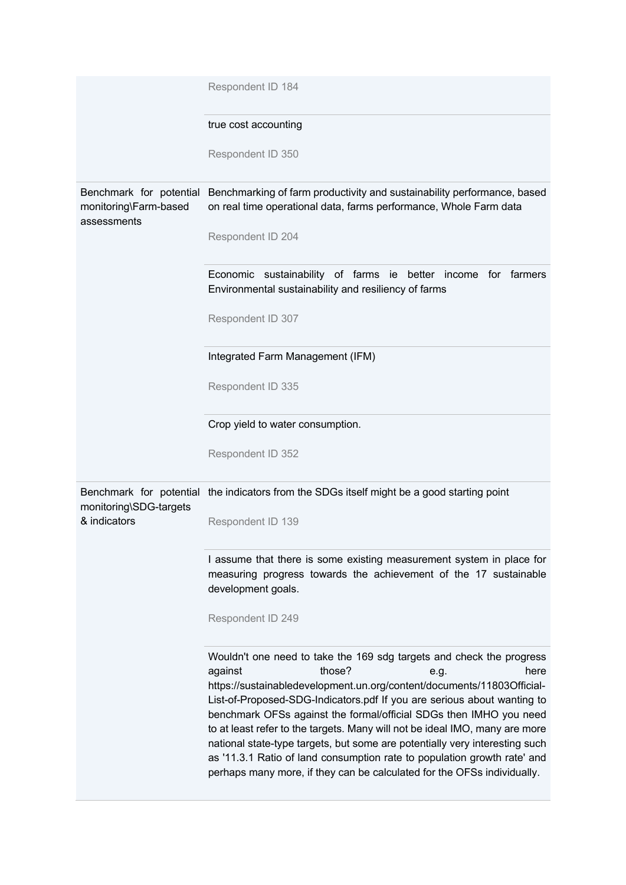| | |
|---|---|
| | Respondent ID 184 |
| | true cost accounting<br><br>Respondent ID 350 |
| Benchmark for potential monitoring\Farm-based assessments | Benchmarking of farm productivity and sustainability performance, based on real time operational data, farms performance, Whole Farm data<br><br>Respondent ID 204 |
| | Economic sustainability of farms ie better income for farmers Environmental sustainability and resiliency of farms<br><br>Respondent ID 307 |
| | Integrated Farm Management (IFM)<br><br>Respondent ID 335 |
| | Crop yield to water consumption.<br><br>Respondent ID 352 |
| Benchmark for potential monitoring\SDG-targets & indicators | the indicators from the SDGs itself might be a good starting point<br><br>Respondent ID 139 |
| | I assume that there is some existing measurement system in place for measuring progress towards the achievement of the 17 sustainable development goals.<br><br>Respondent ID 249 |
| | Wouldn't one need to take the 169 sdg targets and check the progress against those? e.g. here https://sustainabledevelopment.un.org/content/documents/11803Official-List-of-Proposed-SDG-Indicators.pdf If you are serious about wanting to benchmark OFSs against the formal/official SDGs then IMHO you need to at least refer to the targets. Many will not be ideal IMO, many are more national state-type targets, but some are potentially very interesting such as '11.3.1 Ratio of land consumption rate to population growth rate' and perhaps many more, if they can be calculated for the OFSs individually. |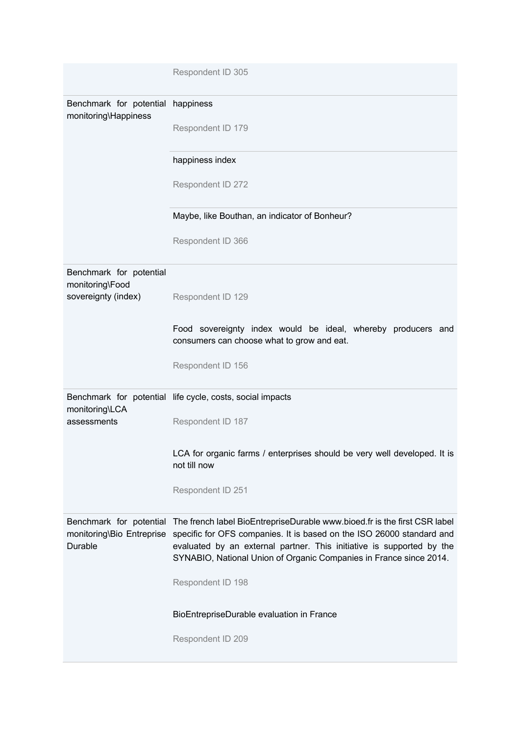| | |
|---|---|
| | Respondent ID 305 |
| Benchmark for potential monitoring\Happiness | happiness<br><br>Respondent ID 179 |
| | happiness index<br><br>Respondent ID 272 |
| | Maybe, like Bouthan, an indicator of Bonheur?<br><br>Respondent ID 366 |
| Benchmark for potential monitoring\Food sovereignty (index) | Respondent ID 129 |
| | Food sovereignty index would be ideal, whereby producers and consumers can choose what to grow and eat.<br><br>Respondent ID 156 |
| Benchmark for potential monitoring\LCA assessments | life cycle, costs, social impacts<br><br>Respondent ID 187 |
| | LCA for organic farms / enterprises should be very well developed. It is not till now<br><br>Respondent ID 251 |
| Benchmark for potential monitoring\Bio Entreprise Durable | The french label BioEntrepriseDurable www.bioed.fr is the first CSR label specific for OFS companies. It is based on the ISO 26000 standard and evaluated by an external partner. This initiative is supported by the SYNABIO, National Union of Organic Companies in France since 2014.<br><br>Respondent ID 198 |
| | BioEntrepriseDurable evaluation in France<br><br>Respondent ID 209 |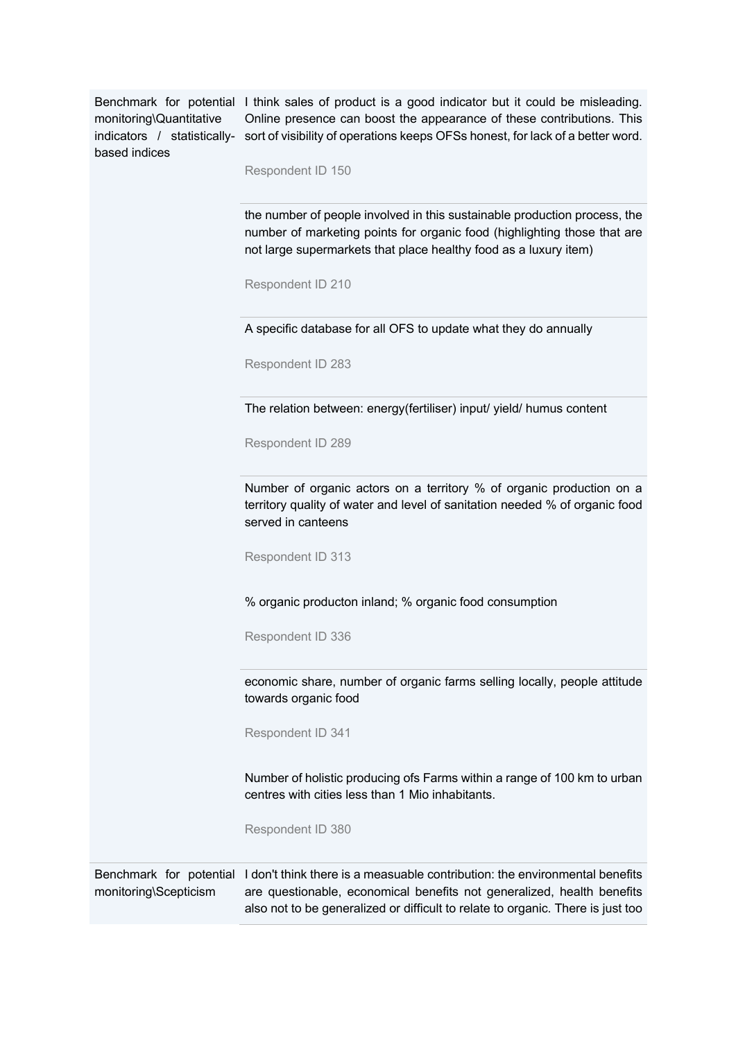| | |
|---|---|
| Benchmark for potential monitoring\Quantitative indicators / statistically-based indices | I think sales of product is a good indicator but it could be misleading. Online presence can boost the appearance of these contributions. This sort of visibility of operations keeps OFSs honest, for lack of a better word.<br><br>Respondent ID 150 |
| | the number of people involved in this sustainable production process, the number of marketing points for organic food (highlighting those that are not large supermarkets that place healthy food as a luxury item)<br><br>Respondent ID 210 |
| | A specific database for all OFS to update what they do annually<br><br>Respondent ID 283 |
| | The relation between: energy(fertiliser) input/ yield/ humus content<br><br>Respondent ID 289 |
| | Number of organic actors on a territory % of organic production on a territory quality of water and level of sanitation needed % of organic food served in canteens<br><br>Respondent ID 313 |
| | % organic producton inland; % organic food consumption<br><br>Respondent ID 336 |
| | economic share, number of organic farms selling locally, people attitude towards organic food<br><br>Respondent ID 341 |
| | Number of holistic producing ofs Farms within a range of 100 km to urban centres with cities less than 1 Mio inhabitants.<br><br>Respondent ID 380 |
| Benchmark for potential monitoring\Scepticism | I don't think there is a measuable contribution: the environmental benefits are questionable, economical benefits not generalized, health benefits also not to be generalized or difficult to relate to organic. There is just too |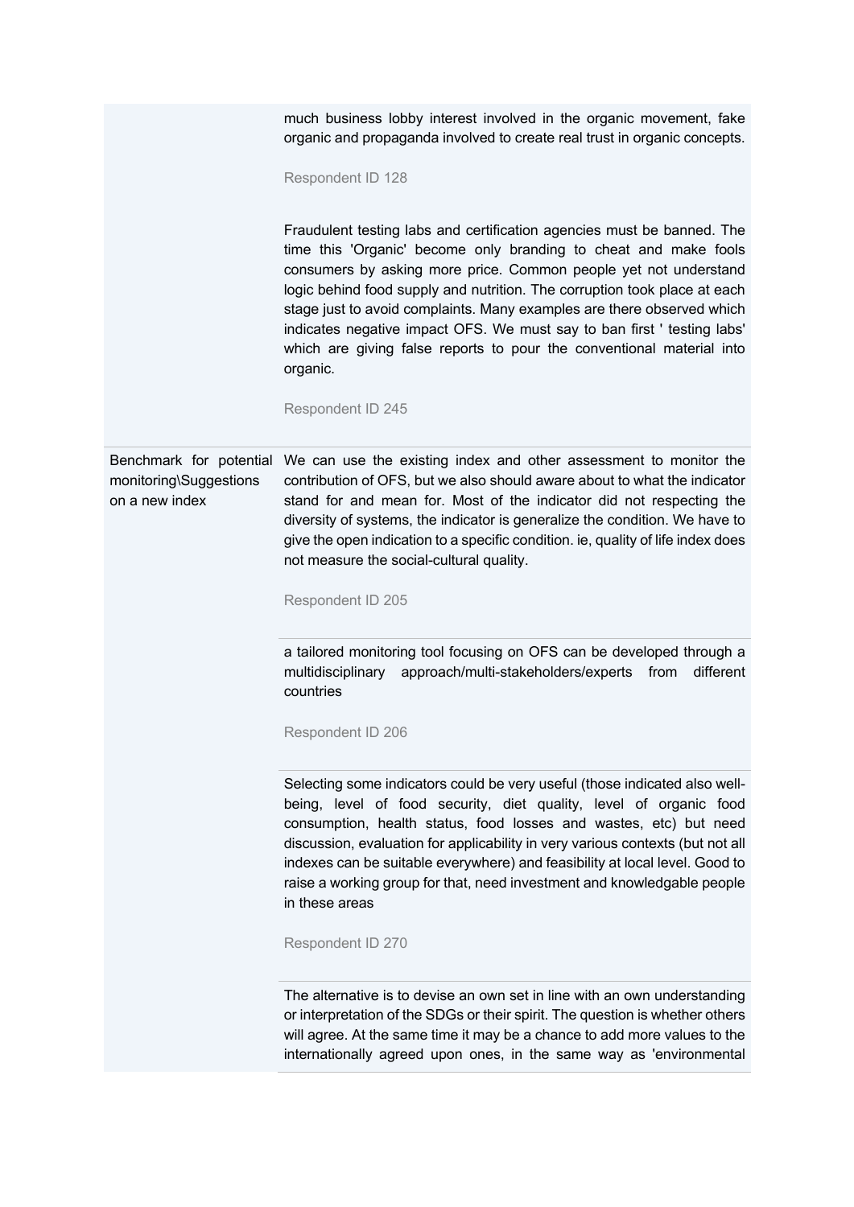| | |
|---|---|
| | much business lobby interest involved in the organic movement, fake organic and propaganda involved to create real trust in organic concepts.<br><br>Respondent ID 128 |
| | Fraudulent testing labs and certification agencies must be banned. The time this 'Organic' become only branding to cheat and make fools consumers by asking more price. Common people yet not understand logic behind food supply and nutrition. The corruption took place at each stage just to avoid complaints. Many examples are there observed which indicates negative impact OFS. We must say to ban first ' testing labs' which are giving false reports to pour the conventional material into organic.<br><br>Respondent ID 245 |
| Benchmark for potential monitoring\Suggestions on a new index | We can use the existing index and other assessment to monitor the contribution of OFS, but we also should aware about to what the indicator stand for and mean for. Most of the indicator did not respecting the diversity of systems, the indicator is generalize the condition. We have to give the open indication to a specific condition. ie, quality of life index does not measure the social-cultural quality.<br><br>Respondent ID 205 |
| | a tailored monitoring tool focusing on OFS can be developed through a multidisciplinary approach/multi-stakeholders/experts from different countries<br><br>Respondent ID 206 |
| | Selecting some indicators could be very useful (those indicated also well-being, level of food security, diet quality, level of organic food consumption, health status, food losses and wastes, etc) but need discussion, evaluation for applicability in very various contexts (but not all indexes can be suitable everywhere) and feasibility at local level. Good to raise a working group for that, need investment and knowledgable people in these areas<br><br>Respondent ID 270 |
| | The alternative is to devise an own set in line with an own understanding or interpretation of the SDGs or their spirit. The question is whether others will agree. At the same time it may be a chance to add more values to the internationally agreed upon ones, in the same way as 'environmental |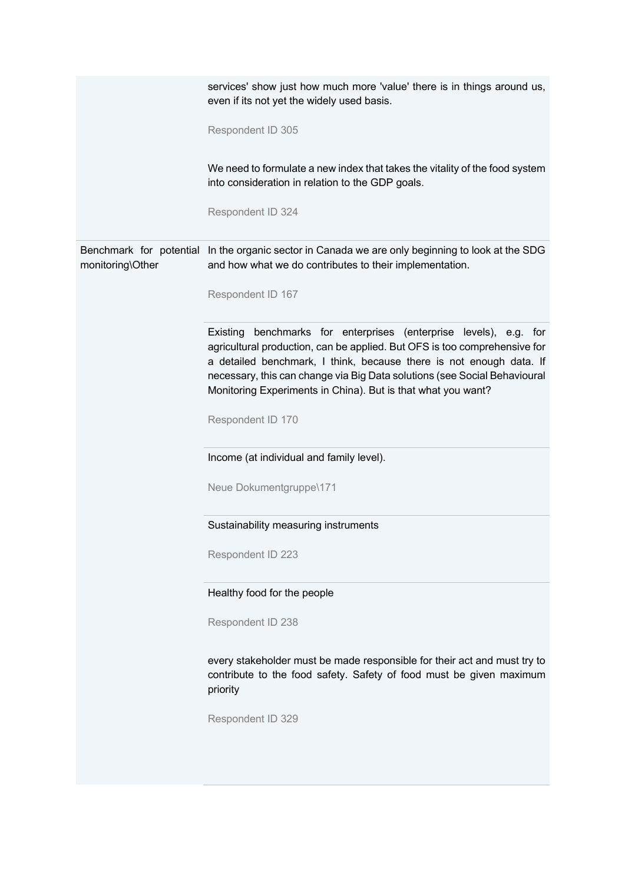| | |
|---|---|
| | services' show just how much more 'value' there is in things around us, even if its not yet the widely used basis.<br><br>Respondent ID 305 |
| | We need to formulate a new index that takes the vitality of the food system into consideration in relation to the GDP goals.<br><br>Respondent ID 324 |
| Benchmark for potential monitoring\Other | In the organic sector in Canada we are only beginning to look at the SDG and how what we do contributes to their implementation.<br><br>Respondent ID 167 |
| | Existing benchmarks for enterprises (enterprise levels), e.g. for agricultural production, can be applied. But OFS is too comprehensive for a detailed benchmark, I think, because there is not enough data. If necessary, this can change via Big Data solutions (see Social Behavioural Monitoring Experiments in China). But is that what you want?<br><br>Respondent ID 170 |
| | Income (at individual and family level).<br><br>Neue Dokumentgruppe\171 |
| | Sustainability measuring instruments<br><br>Respondent ID 223 |
| | Healthy food for the people<br><br>Respondent ID 238 |
| | every stakeholder must be made responsible for their act and must try to contribute to the food safety. Safety of food must be given maximum priority<br><br>Respondent ID 329 |